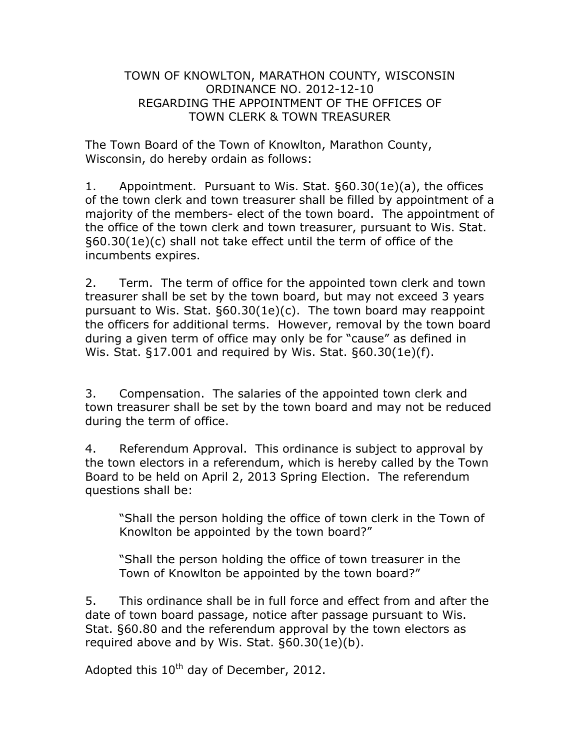# TOWN OF KNOWLTON, MARATHON COUNTY, WISCONSIN
## ORDINANCE NO. 2012-12-10
## REGARDING THE APPOINTMENT OF THE OFFICES OF TOWN CLERK & TOWN TREASURER

The Town Board of the Town of Knowlton, Marathon County, Wisconsin, do hereby ordain as follows:

1. Appointment. Pursuant to Wis. Stat. §60.30(1e)(a), the offices of the town clerk and town treasurer shall be filled by appointment of a majority of the members- elect of the town board. The appointment of the office of the town clerk and town treasurer, pursuant to Wis. Stat. §60.30(1e)(c) shall not take effect until the term of office of the incumbents expires.

2. Term. The term of office for the appointed town clerk and town treasurer shall be set by the town board, but may not exceed 3 years pursuant to Wis. Stat. §60.30(1e)(c). The town board may reappoint the officers for additional terms. However, removal by the town board during a given term of office may only be for "cause" as defined in Wis. Stat. §17.001 and required by Wis. Stat. §60.30(1e)(f).

3. Compensation. The salaries of the appointed town clerk and town treasurer shall be set by the town board and may not be reduced during the term of office.

4. Referendum Approval. This ordinance is subject to approval by the town electors in a referendum, which is hereby called by the Town Board to be held on April 2, 2013 Spring Election. The referendum questions shall be:

   "Shall the person holding the office of town clerk in the Town of Knowlton be appointed by the town board?"

   "Shall the person holding the office of town treasurer in the Town of Knowlton be appointed by the town board?"

5. This ordinance shall be in full force and effect from and after the date of town board passage, notice after passage pursuant to Wis. Stat. §60.80 and the referendum approval by the town electors as required above and by Wis. Stat. §60.30(1e)(b).

Adopted this 10th day of December, 2012.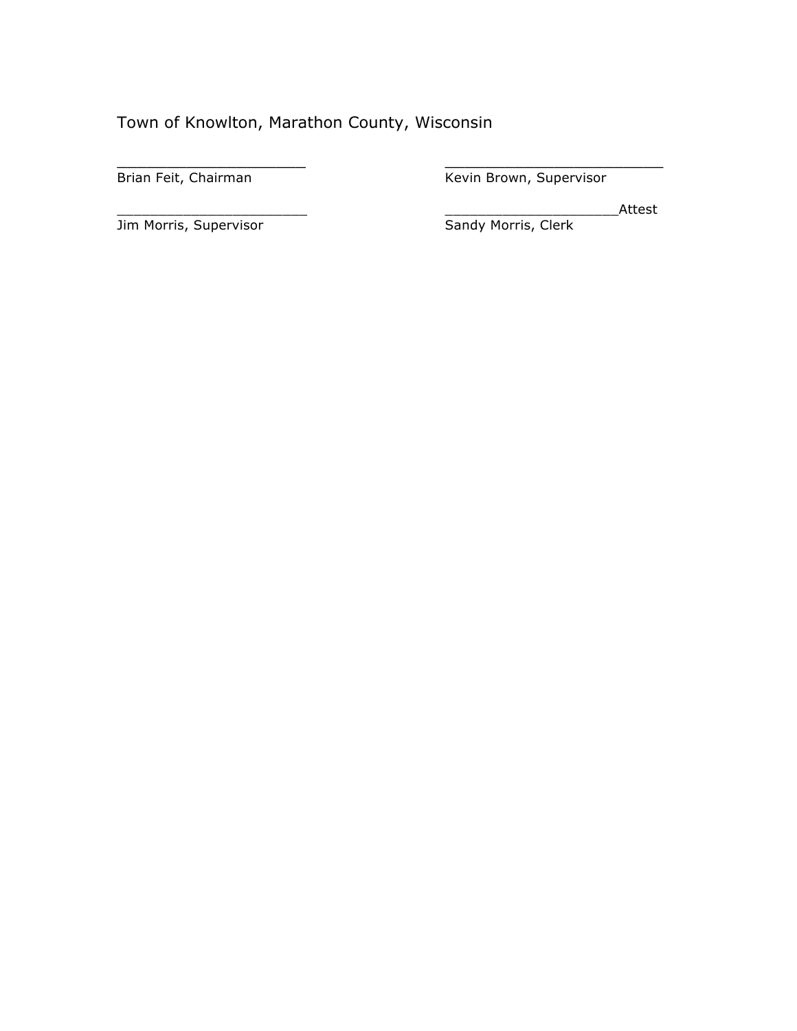Town of Knowlton, Marathon County, Wisconsin

| | |
|---|---|
| _______________________ | ___________________________ |
| Brian Feit, Chairman | Kevin Brown, Supervisor |
| _______________________ | _____________________Attest |
| Jim Morris, Supervisor | Sandy Morris, Clerk |